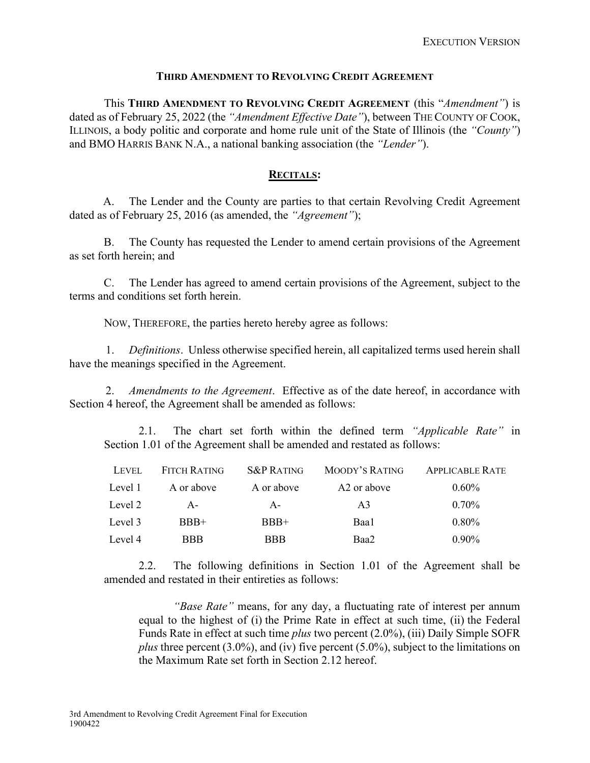EXECUTION VERSION

# THIRD AMENDMENT TO REVOLVING CREDIT AGREEMENT

This **THIRD AMENDMENT TO REVOLVING CREDIT AGREEMENT** (this "*Amendment"*) is dated as of February 25, 2022 (the *"Amendment Effective Date"*), between THE COUNTY OF COOK, ILLINOIS, a body politic and corporate and home rule unit of the State of Illinois (the *"County"*) and BMO HARRIS BANK N.A., a national banking association (the *"Lender"*).

## RECITALS:

A. The Lender and the County are parties to that certain Revolving Credit Agreement dated as of February 25, 2016 (as amended, the *"Agreement"*);

B. The County has requested the Lender to amend certain provisions of the Agreement as set forth herein; and

C. The Lender has agreed to amend certain provisions of the Agreement, subject to the terms and conditions set forth herein.

NOW, THEREFORE, the parties hereto hereby agree as follows:

1. *Definitions*. Unless otherwise specified herein, all capitalized terms used herein shall have the meanings specified in the Agreement.

2. *Amendments to the Agreement*. Effective as of the date hereof, in accordance with Section 4 hereof, the Agreement shall be amended as follows:

2.1. The chart set forth within the defined term *"Applicable Rate"* in Section 1.01 of the Agreement shall be amended and restated as follows:

| LEVEL | FITCH RATING | S&P RATING | MOODY'S RATING | APPLICABLE RATE |
|---|---|---|---|---|
| Level 1 | A or above | A or above | A2 or above | 0.60% |
| Level 2 | A- | A- | A3 | 0.70% |
| Level 3 | BBB+ | BBB+ | Baa1 | 0.80% |
| Level 4 | BBB | BBB | Baa2 | 0.90% |

2.2. The following definitions in Section 1.01 of the Agreement shall be amended and restated in their entireties as follows:

> *"Base Rate"* means, for any day, a fluctuating rate of interest per annum equal to the highest of (i) the Prime Rate in effect at such time, (ii) the Federal Funds Rate in effect at such time *plus* two percent (2.0%), (iii) Daily Simple SOFR *plus* three percent (3.0%), and (iv) five percent (5.0%), subject to the limitations on the Maximum Rate set forth in Section 2.12 hereof.

3rd Amendment to Revolving Credit Agreement Final for Execution
1900422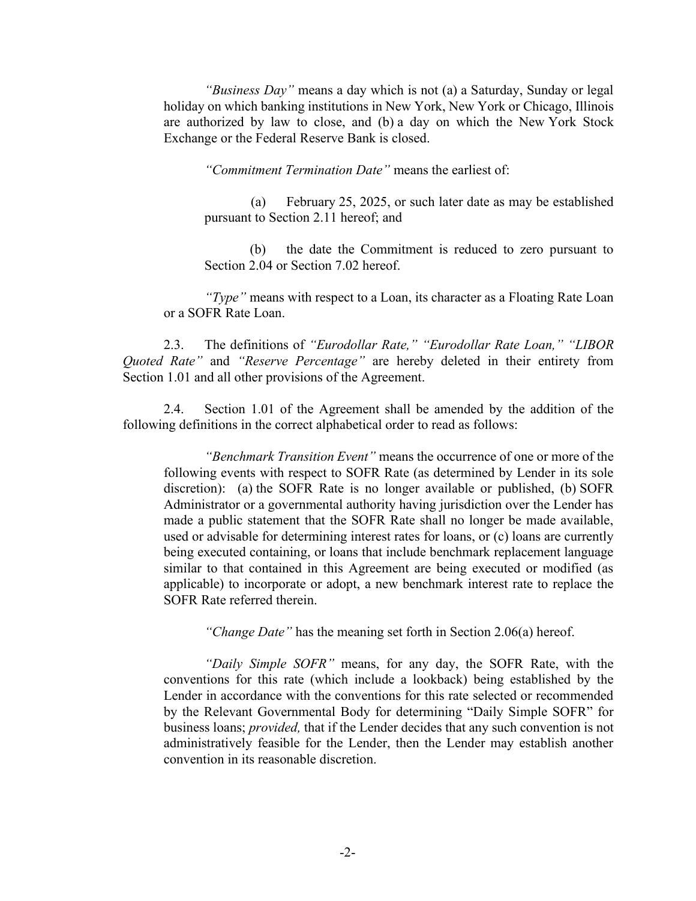*"Business Day"* means a day which is not (a) a Saturday, Sunday or legal holiday on which banking institutions in New York, New York or Chicago, Illinois are authorized by law to close, and (b) a day on which the New York Stock Exchange or the Federal Reserve Bank is closed.

*"Commitment Termination Date"* means the earliest of:

(a) February 25, 2025, or such later date as may be established pursuant to Section 2.11 hereof; and

(b) the date the Commitment is reduced to zero pursuant to Section 2.04 or Section 7.02 hereof.

*"Type"* means with respect to a Loan, its character as a Floating Rate Loan or a SOFR Rate Loan.

2.3. The definitions of *"Eurodollar Rate," "Eurodollar Rate Loan," "LIBOR Quoted Rate"* and *"Reserve Percentage"* are hereby deleted in their entirety from Section 1.01 and all other provisions of the Agreement.

2.4. Section 1.01 of the Agreement shall be amended by the addition of the following definitions in the correct alphabetical order to read as follows:

*"Benchmark Transition Event"* means the occurrence of one or more of the following events with respect to SOFR Rate (as determined by Lender in its sole discretion): (a) the SOFR Rate is no longer available or published, (b) SOFR Administrator or a governmental authority having jurisdiction over the Lender has made a public statement that the SOFR Rate shall no longer be made available, used or advisable for determining interest rates for loans, or (c) loans are currently being executed containing, or loans that include benchmark replacement language similar to that contained in this Agreement are being executed or modified (as applicable) to incorporate or adopt, a new benchmark interest rate to replace the SOFR Rate referred therein.

*"Change Date"* has the meaning set forth in Section 2.06(a) hereof.

*"Daily Simple SOFR"* means, for any day, the SOFR Rate, with the conventions for this rate (which include a lookback) being established by the Lender in accordance with the conventions for this rate selected or recommended by the Relevant Governmental Body for determining "Daily Simple SOFR" for business loans; *provided,* that if the Lender decides that any such convention is not administratively feasible for the Lender, then the Lender may establish another convention in its reasonable discretion.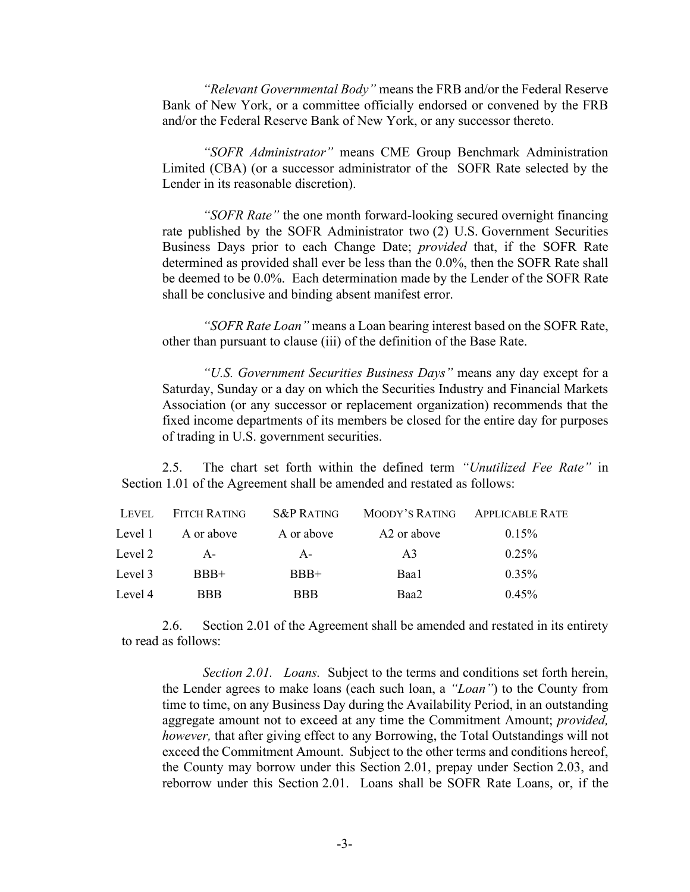*"Relevant Governmental Body"* means the FRB and/or the Federal Reserve Bank of New York, or a committee officially endorsed or convened by the FRB and/or the Federal Reserve Bank of New York, or any successor thereto.

*"SOFR Administrator"* means CME Group Benchmark Administration Limited (CBA) (or a successor administrator of the SOFR Rate selected by the Lender in its reasonable discretion).

*"SOFR Rate"* the one month forward-looking secured overnight financing rate published by the SOFR Administrator two (2) U.S. Government Securities Business Days prior to each Change Date; *provided* that, if the SOFR Rate determined as provided shall ever be less than the 0.0%, then the SOFR Rate shall be deemed to be 0.0%. Each determination made by the Lender of the SOFR Rate shall be conclusive and binding absent manifest error.

*"SOFR Rate Loan"* means a Loan bearing interest based on the SOFR Rate, other than pursuant to clause (iii) of the definition of the Base Rate.

*"U.S. Government Securities Business Days"* means any day except for a Saturday, Sunday or a day on which the Securities Industry and Financial Markets Association (or any successor or replacement organization) recommends that the fixed income departments of its members be closed for the entire day for purposes of trading in U.S. government securities.

2.5. The chart set forth within the defined term *"Unutilized Fee Rate"* in Section 1.01 of the Agreement shall be amended and restated as follows:

| Level | Fitch Rating | S&P Rating | Moody's Rating | Applicable Rate |
|---|---|---|---|---|
| Level 1 | A or above | A or above | A2 or above | 0.15% |
| Level 2 | A- | A- | A3 | 0.25% |
| Level 3 | BBB+ | BBB+ | Baa1 | 0.35% |
| Level 4 | BBB | BBB | Baa2 | 0.45% |

2.6. Section 2.01 of the Agreement shall be amended and restated in its entirety to read as follows:

*Section 2.01. Loans.* Subject to the terms and conditions set forth herein, the Lender agrees to make loans (each such loan, a *"Loan"*) to the County from time to time, on any Business Day during the Availability Period, in an outstanding aggregate amount not to exceed at any time the Commitment Amount; *provided, however,* that after giving effect to any Borrowing, the Total Outstandings will not exceed the Commitment Amount. Subject to the other terms and conditions hereof, the County may borrow under this Section 2.01, prepay under Section 2.03, and reborrow under this Section 2.01. Loans shall be SOFR Rate Loans, or, if the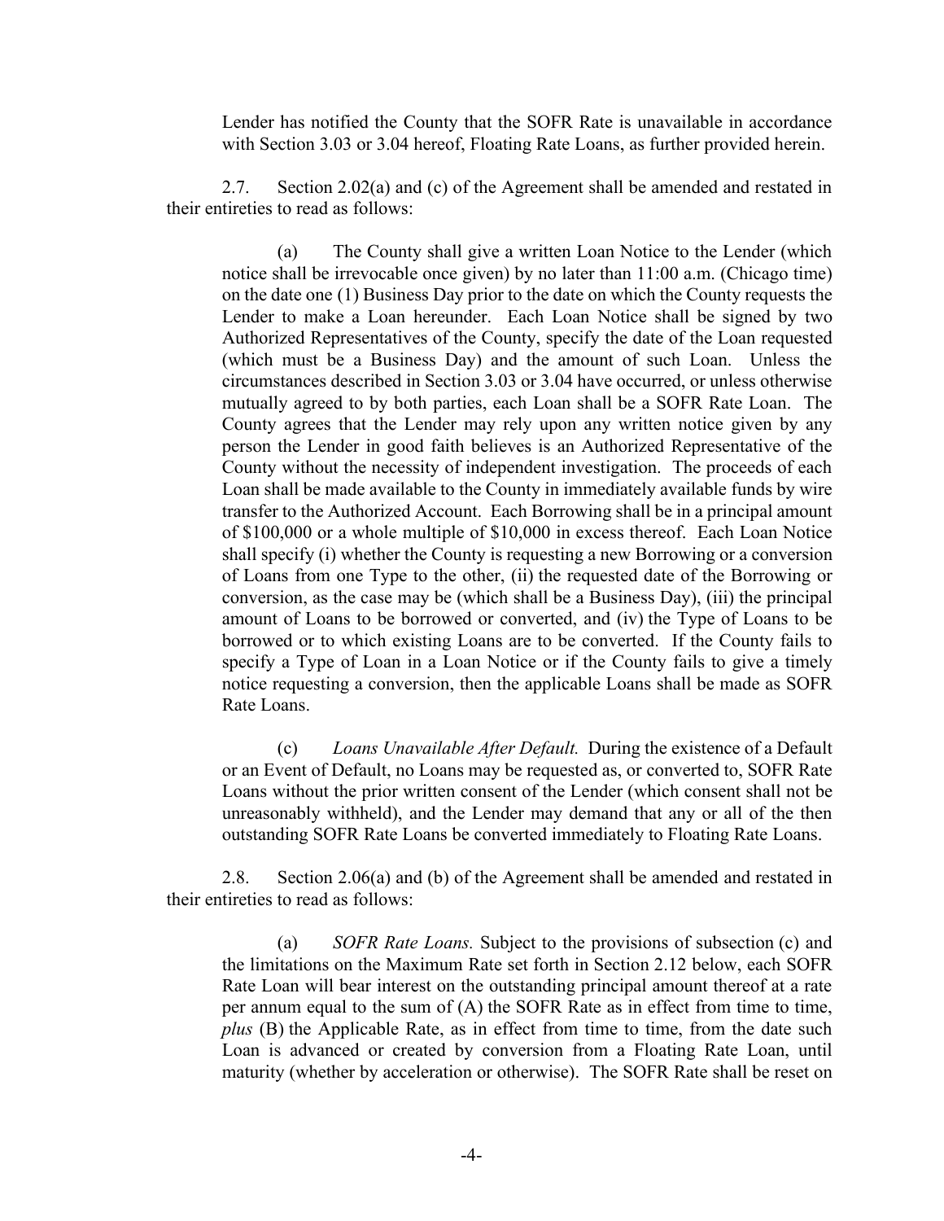Lender has notified the County that the SOFR Rate is unavailable in accordance with Section 3.03 or 3.04 hereof, Floating Rate Loans, as further provided herein.

2.7. Section 2.02(a) and (c) of the Agreement shall be amended and restated in their entireties to read as follows:

(a) The County shall give a written Loan Notice to the Lender (which notice shall be irrevocable once given) by no later than 11:00 a.m. (Chicago time) on the date one (1) Business Day prior to the date on which the County requests the Lender to make a Loan hereunder. Each Loan Notice shall be signed by two Authorized Representatives of the County, specify the date of the Loan requested (which must be a Business Day) and the amount of such Loan. Unless the circumstances described in Section 3.03 or 3.04 have occurred, or unless otherwise mutually agreed to by both parties, each Loan shall be a SOFR Rate Loan. The County agrees that the Lender may rely upon any written notice given by any person the Lender in good faith believes is an Authorized Representative of the County without the necessity of independent investigation. The proceeds of each Loan shall be made available to the County in immediately available funds by wire transfer to the Authorized Account. Each Borrowing shall be in a principal amount of $100,000 or a whole multiple of $10,000 in excess thereof. Each Loan Notice shall specify (i) whether the County is requesting a new Borrowing or a conversion of Loans from one Type to the other, (ii) the requested date of the Borrowing or conversion, as the case may be (which shall be a Business Day), (iii) the principal amount of Loans to be borrowed or converted, and (iv) the Type of Loans to be borrowed or to which existing Loans are to be converted. If the County fails to specify a Type of Loan in a Loan Notice or if the County fails to give a timely notice requesting a conversion, then the applicable Loans shall be made as SOFR Rate Loans.

(c) *Loans Unavailable After Default.* During the existence of a Default or an Event of Default, no Loans may be requested as, or converted to, SOFR Rate Loans without the prior written consent of the Lender (which consent shall not be unreasonably withheld), and the Lender may demand that any or all of the then outstanding SOFR Rate Loans be converted immediately to Floating Rate Loans.

2.8. Section 2.06(a) and (b) of the Agreement shall be amended and restated in their entireties to read as follows:

(a) *SOFR Rate Loans.* Subject to the provisions of subsection (c) and the limitations on the Maximum Rate set forth in Section 2.12 below, each SOFR Rate Loan will bear interest on the outstanding principal amount thereof at a rate per annum equal to the sum of (A) the SOFR Rate as in effect from time to time, *plus* (B) the Applicable Rate, as in effect from time to time, from the date such Loan is advanced or created by conversion from a Floating Rate Loan, until maturity (whether by acceleration or otherwise). The SOFR Rate shall be reset on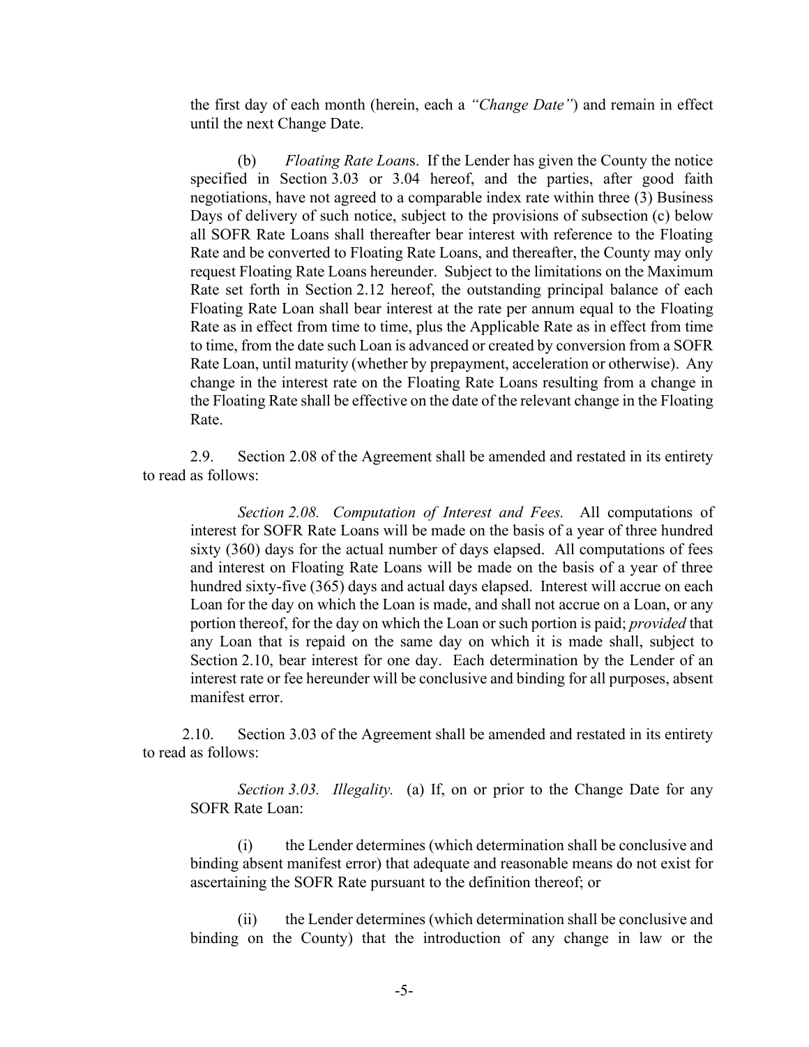the first day of each month (herein, each a *"Change Date"*) and remain in effect until the next Change Date.

(b) *Floating Rate Loan*s. If the Lender has given the County the notice specified in Section 3.03 or 3.04 hereof, and the parties, after good faith negotiations, have not agreed to a comparable index rate within three (3) Business Days of delivery of such notice, subject to the provisions of subsection (c) below all SOFR Rate Loans shall thereafter bear interest with reference to the Floating Rate and be converted to Floating Rate Loans, and thereafter, the County may only request Floating Rate Loans hereunder. Subject to the limitations on the Maximum Rate set forth in Section 2.12 hereof, the outstanding principal balance of each Floating Rate Loan shall bear interest at the rate per annum equal to the Floating Rate as in effect from time to time, plus the Applicable Rate as in effect from time to time, from the date such Loan is advanced or created by conversion from a SOFR Rate Loan, until maturity (whether by prepayment, acceleration or otherwise). Any change in the interest rate on the Floating Rate Loans resulting from a change in the Floating Rate shall be effective on the date of the relevant change in the Floating Rate.

2.9. Section 2.08 of the Agreement shall be amended and restated in its entirety to read as follows:

*Section 2.08. Computation of Interest and Fees.* All computations of interest for SOFR Rate Loans will be made on the basis of a year of three hundred sixty (360) days for the actual number of days elapsed. All computations of fees and interest on Floating Rate Loans will be made on the basis of a year of three hundred sixty-five (365) days and actual days elapsed. Interest will accrue on each Loan for the day on which the Loan is made, and shall not accrue on a Loan, or any portion thereof, for the day on which the Loan or such portion is paid; *provided* that any Loan that is repaid on the same day on which it is made shall, subject to Section 2.10, bear interest for one day. Each determination by the Lender of an interest rate or fee hereunder will be conclusive and binding for all purposes, absent manifest error.

2.10. Section 3.03 of the Agreement shall be amended and restated in its entirety to read as follows:

*Section 3.03. Illegality.* (a) If, on or prior to the Change Date for any SOFR Rate Loan:

(i) the Lender determines (which determination shall be conclusive and binding absent manifest error) that adequate and reasonable means do not exist for ascertaining the SOFR Rate pursuant to the definition thereof; or

(ii) the Lender determines (which determination shall be conclusive and binding on the County) that the introduction of any change in law or the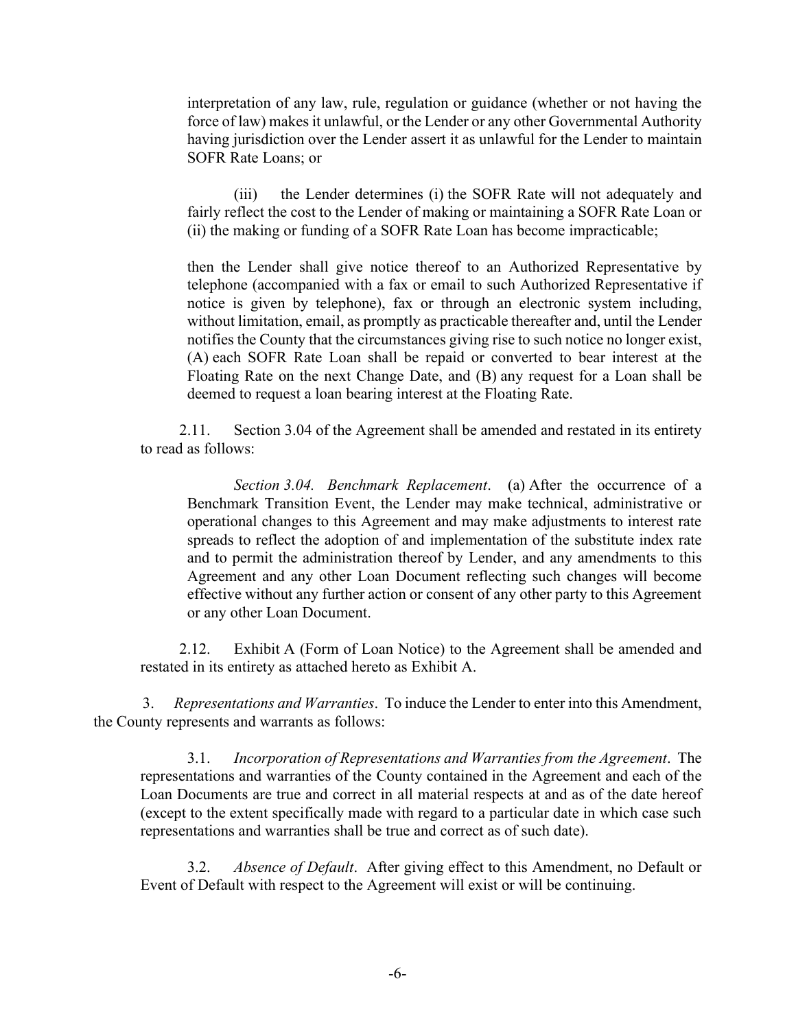interpretation of any law, rule, regulation or guidance (whether or not having the force of law) makes it unlawful, or the Lender or any other Governmental Authority having jurisdiction over the Lender assert it as unlawful for the Lender to maintain SOFR Rate Loans; or

(iii) the Lender determines (i) the SOFR Rate will not adequately and fairly reflect the cost to the Lender of making or maintaining a SOFR Rate Loan or (ii) the making or funding of a SOFR Rate Loan has become impracticable;

then the Lender shall give notice thereof to an Authorized Representative by telephone (accompanied with a fax or email to such Authorized Representative if notice is given by telephone), fax or through an electronic system including, without limitation, email, as promptly as practicable thereafter and, until the Lender notifies the County that the circumstances giving rise to such notice no longer exist, (A) each SOFR Rate Loan shall be repaid or converted to bear interest at the Floating Rate on the next Change Date, and (B) any request for a Loan shall be deemed to request a loan bearing interest at the Floating Rate.

2.11. Section 3.04 of the Agreement shall be amended and restated in its entirety to read as follows:

*Section 3.04. Benchmark Replacement*. (a) After the occurrence of a Benchmark Transition Event, the Lender may make technical, administrative or operational changes to this Agreement and may make adjustments to interest rate spreads to reflect the adoption of and implementation of the substitute index rate and to permit the administration thereof by Lender, and any amendments to this Agreement and any other Loan Document reflecting such changes will become effective without any further action or consent of any other party to this Agreement or any other Loan Document.

2.12. Exhibit A (Form of Loan Notice) to the Agreement shall be amended and restated in its entirety as attached hereto as Exhibit A.

3. *Representations and Warranties*. To induce the Lender to enter into this Amendment, the County represents and warrants as follows:

3.1. *Incorporation of Representations and Warranties from the Agreement*. The representations and warranties of the County contained in the Agreement and each of the Loan Documents are true and correct in all material respects at and as of the date hereof (except to the extent specifically made with regard to a particular date in which case such representations and warranties shall be true and correct as of such date).

3.2. *Absence of Default*. After giving effect to this Amendment, no Default or Event of Default with respect to the Agreement will exist or will be continuing.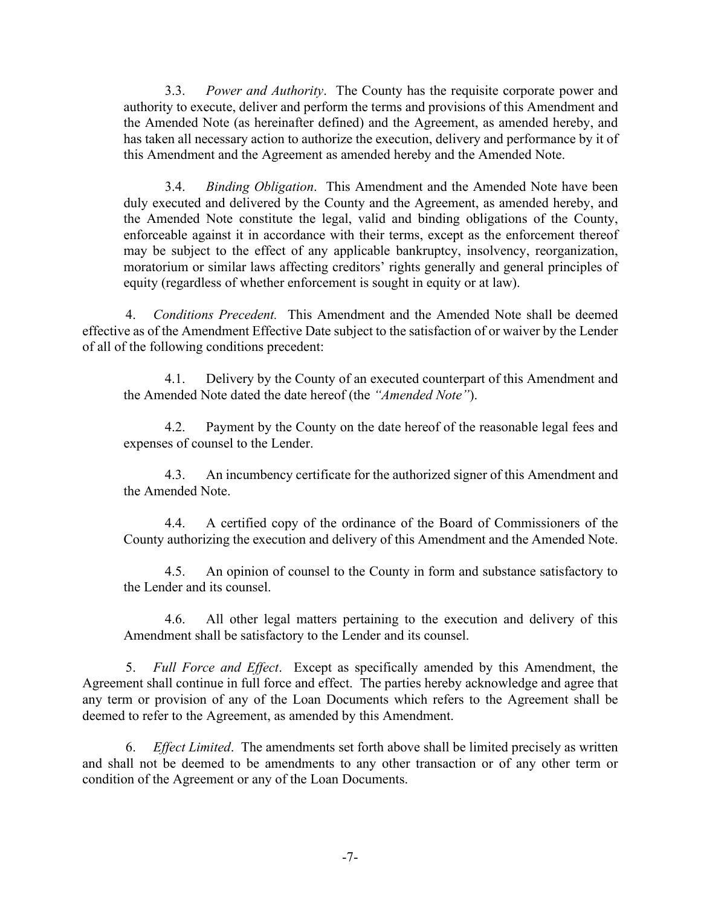3.3. *Power and Authority*. The County has the requisite corporate power and authority to execute, deliver and perform the terms and provisions of this Amendment and the Amended Note (as hereinafter defined) and the Agreement, as amended hereby, and has taken all necessary action to authorize the execution, delivery and performance by it of this Amendment and the Agreement as amended hereby and the Amended Note.

3.4. *Binding Obligation*. This Amendment and the Amended Note have been duly executed and delivered by the County and the Agreement, as amended hereby, and the Amended Note constitute the legal, valid and binding obligations of the County, enforceable against it in accordance with their terms, except as the enforcement thereof may be subject to the effect of any applicable bankruptcy, insolvency, reorganization, moratorium or similar laws affecting creditors' rights generally and general principles of equity (regardless of whether enforcement is sought in equity or at law).

4. *Conditions Precedent.* This Amendment and the Amended Note shall be deemed effective as of the Amendment Effective Date subject to the satisfaction of or waiver by the Lender of all of the following conditions precedent:

4.1. Delivery by the County of an executed counterpart of this Amendment and the Amended Note dated the date hereof (the *"Amended Note"*).

4.2. Payment by the County on the date hereof of the reasonable legal fees and expenses of counsel to the Lender.

4.3. An incumbency certificate for the authorized signer of this Amendment and the Amended Note.

4.4. A certified copy of the ordinance of the Board of Commissioners of the County authorizing the execution and delivery of this Amendment and the Amended Note.

4.5. An opinion of counsel to the County in form and substance satisfactory to the Lender and its counsel.

4.6. All other legal matters pertaining to the execution and delivery of this Amendment shall be satisfactory to the Lender and its counsel.

5. *Full Force and Effect*. Except as specifically amended by this Amendment, the Agreement shall continue in full force and effect. The parties hereby acknowledge and agree that any term or provision of any of the Loan Documents which refers to the Agreement shall be deemed to refer to the Agreement, as amended by this Amendment.

6. *Effect Limited*. The amendments set forth above shall be limited precisely as written and shall not be deemed to be amendments to any other transaction or of any other term or condition of the Agreement or any of the Loan Documents.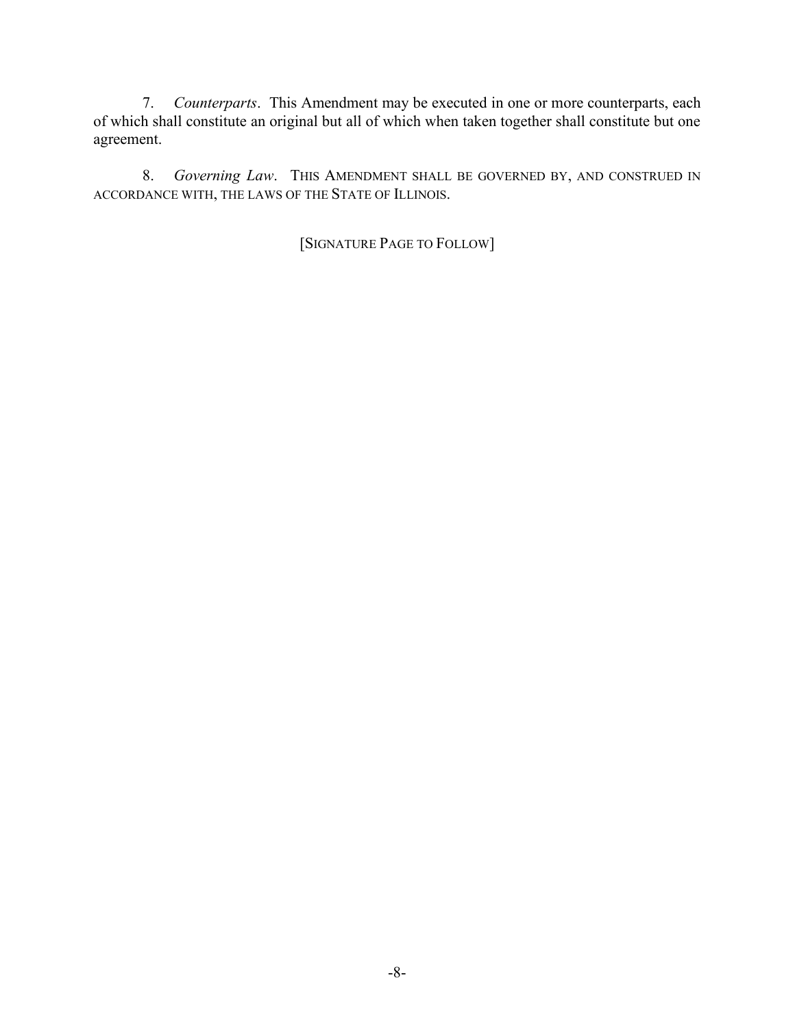7. *Counterparts*. This Amendment may be executed in one or more counterparts, each of which shall constitute an original but all of which when taken together shall constitute but one agreement.

8. *Governing Law*. THIS AMENDMENT SHALL BE GOVERNED BY, AND CONSTRUED IN ACCORDANCE WITH, THE LAWS OF THE STATE OF ILLINOIS.

[SIGNATURE PAGE TO FOLLOW]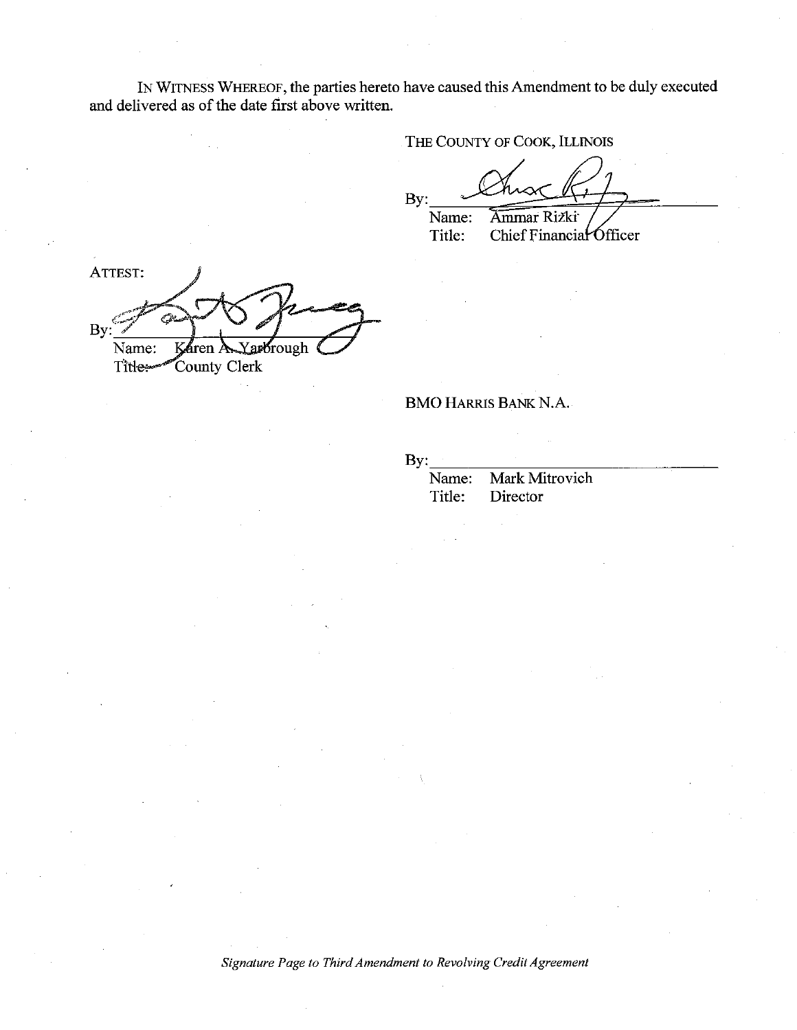IN WITNESS WHEREOF, the parties hereto have caused this Amendment to be duly executed and delivered as of the date first above written.

THE COUNTY OF COOK, ILLINOIS

By: ______________________________
Name: Ammar Rizki
Title: Chief Financial Officer

ATTEST:

By: ______________________________
Name: Karen A. Yarbrough
Title: County Clerk

BMO HARRIS BANK N.A.

By: ______________________________
Name: Mark Mitrovich
Title: Director

*Signature Page to Third Amendment to Revolving Credit Agreement*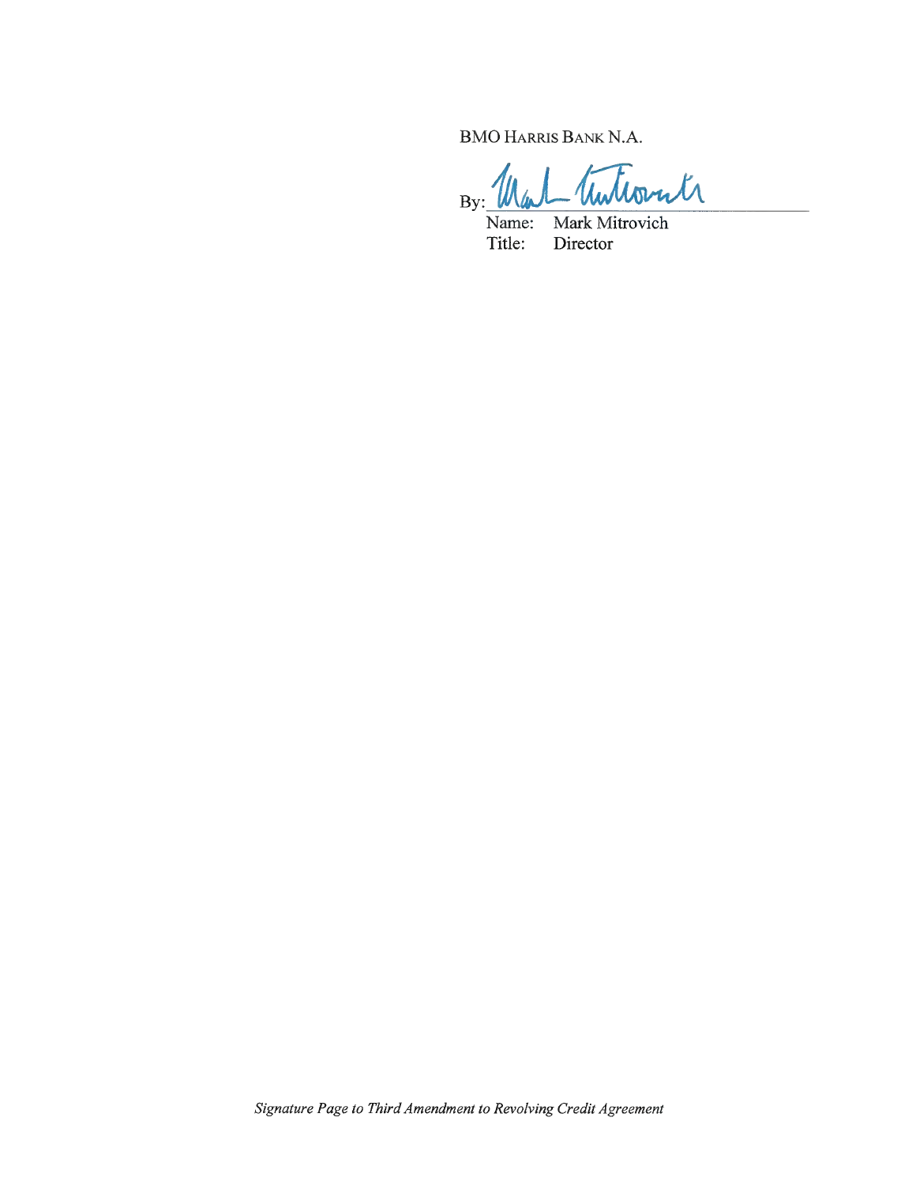BMO HARRIS BANK N.A.

By: ______________________
Name: Mark Mitrovich
Title: Director

*Signature Page to Third Amendment to Revolving Credit Agreement*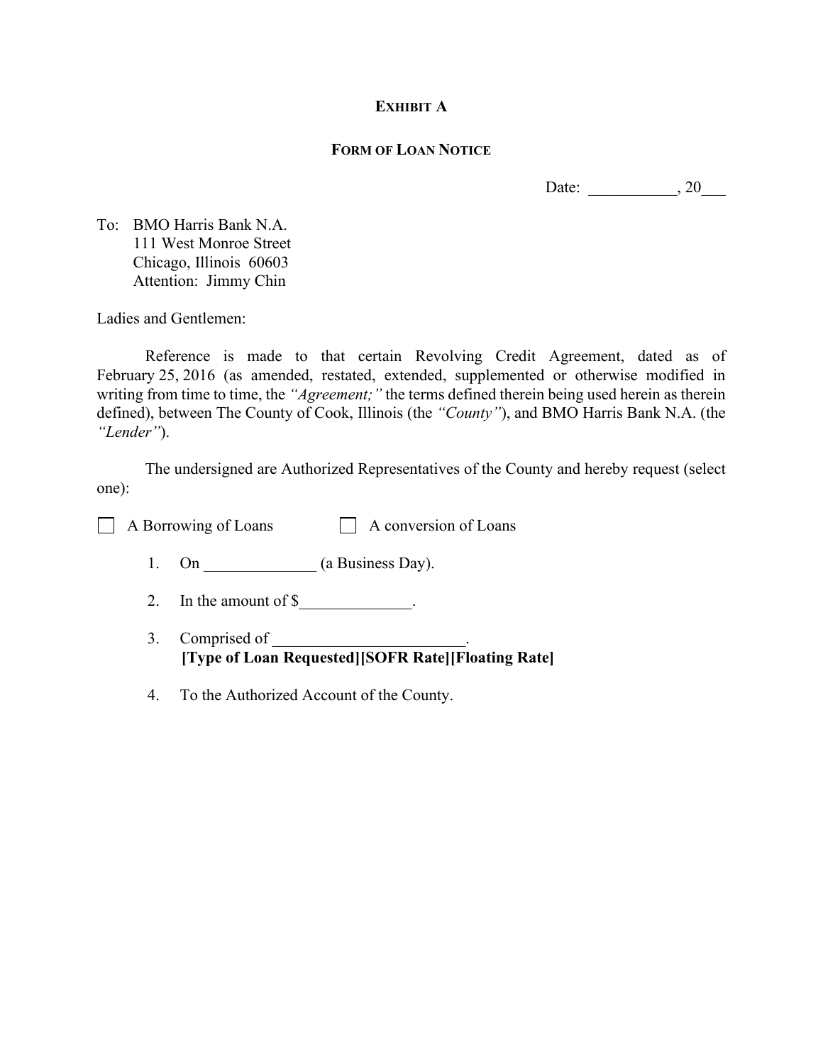**EXHIBIT A**

**FORM OF LOAN NOTICE**

Date: ___________, 20___

To: BMO Harris Bank N.A.
111 West Monroe Street
Chicago, Illinois 60603
Attention: Jimmy Chin

Ladies and Gentlemen:

Reference is made to that certain Revolving Credit Agreement, dated as of February 25, 2016 (as amended, restated, extended, supplemented or otherwise modified in writing from time to time, the *"Agreement;"* the terms defined therein being used herein as therein defined), between The County of Cook, Illinois (the *"County"*), and BMO Harris Bank N.A. (the *"Lender"*).

The undersigned are Authorized Representatives of the County and hereby request (select one):

☐ A Borrowing of Loans ☐ A conversion of Loans

1. On ______________ (a Business Day).

2. In the amount of $______________.

3. Comprised of ________________________.
**[Type of Loan Requested][SOFR Rate][Floating Rate]**

4. To the Authorized Account of the County.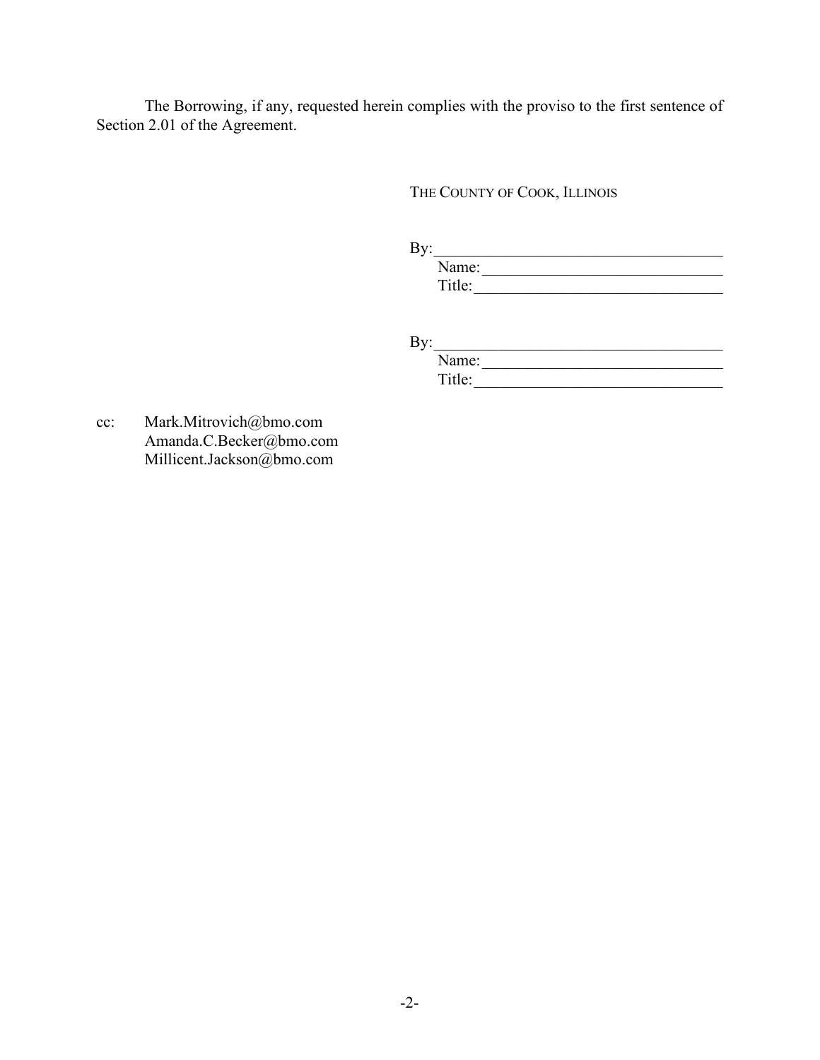The Borrowing, if any, requested herein complies with the proviso to the first sentence of Section 2.01 of the Agreement.

THE COUNTY OF COOK, ILLINOIS

By:\_\_\_\_\_\_\_\_\_\_\_\_\_\_\_\_\_\_\_\_\_\_\_\_\_\_\_\_\_\_\_\_\_\_\_\_
Name:\_\_\_\_\_\_\_\_\_\_\_\_\_\_\_\_\_\_\_\_\_\_\_\_\_\_\_\_\_\_
Title:\_\_\_\_\_\_\_\_\_\_\_\_\_\_\_\_\_\_\_\_\_\_\_\_\_\_\_\_\_\_\_

By:\_\_\_\_\_\_\_\_\_\_\_\_\_\_\_\_\_\_\_\_\_\_\_\_\_\_\_\_\_\_\_\_\_\_\_\_
Name:\_\_\_\_\_\_\_\_\_\_\_\_\_\_\_\_\_\_\_\_\_\_\_\_\_\_\_\_\_\_
Title:\_\_\_\_\_\_\_\_\_\_\_\_\_\_\_\_\_\_\_\_\_\_\_\_\_\_\_\_\_\_\_

cc: Mark.Mitrovich@bmo.com
Amanda.C.Becker@bmo.com
Millicent.Jackson@bmo.com